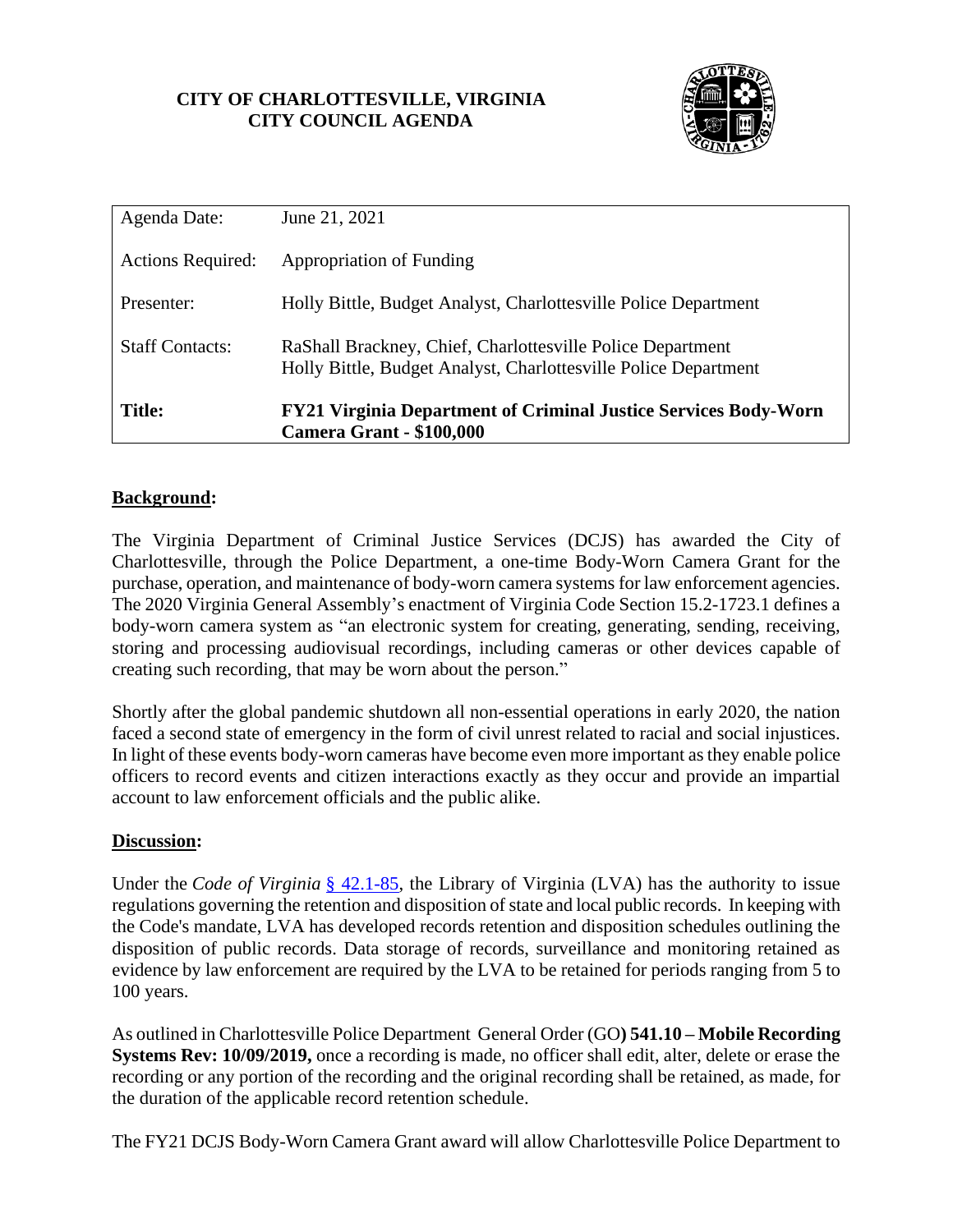**CITY OF CHARLOTTESVILLE, VIRGINIA**
**CITY COUNCIL AGENDA**

| Agenda Date: | June 21, 2021 |
|---|---|
| Actions Required: | Appropriation of Funding |
| Presenter: | Holly Bittle, Budget Analyst, Charlottesville Police Department |
| Staff Contacts: | RaShall Brackney, Chief, Charlottesville Police Department<br>Holly Bittle, Budget Analyst, Charlottesville Police Department |
| **Title:** | **FY21 Virginia Department of Criminal Justice Services Body-Worn Camera Grant - $100,000** |

## **Background:**

The Virginia Department of Criminal Justice Services (DCJS) has awarded the City of Charlottesville, through the Police Department, a one-time Body-Worn Camera Grant for the purchase, operation, and maintenance of body-worn camera systems for law enforcement agencies. The 2020 Virginia General Assembly's enactment of Virginia Code Section 15.2-1723.1 defines a body-worn camera system as "an electronic system for creating, generating, sending, receiving, storing and processing audiovisual recordings, including cameras or other devices capable of creating such recording, that may be worn about the person."

Shortly after the global pandemic shutdown all non-essential operations in early 2020, the nation faced a second state of emergency in the form of civil unrest related to racial and social injustices. In light of these events body-worn cameras have become even more important as they enable police officers to record events and citizen interactions exactly as they occur and provide an impartial account to law enforcement officials and the public alike.

## **Discussion:**

Under the *Code of Virginia* § 42.1-85, the Library of Virginia (LVA) has the authority to issue regulations governing the retention and disposition of state and local public records. In keeping with the Code's mandate, LVA has developed records retention and disposition schedules outlining the disposition of public records. Data storage of records, surveillance and monitoring retained as evidence by law enforcement are required by the LVA to be retained for periods ranging from 5 to 100 years.

As outlined in Charlottesville Police Department General Order (GO**) 541.10 – Mobile Recording Systems Rev: 10/09/2019,** once a recording is made, no officer shall edit, alter, delete or erase the recording or any portion of the recording and the original recording shall be retained, as made, for the duration of the applicable record retention schedule.

The FY21 DCJS Body-Worn Camera Grant award will allow Charlottesville Police Department to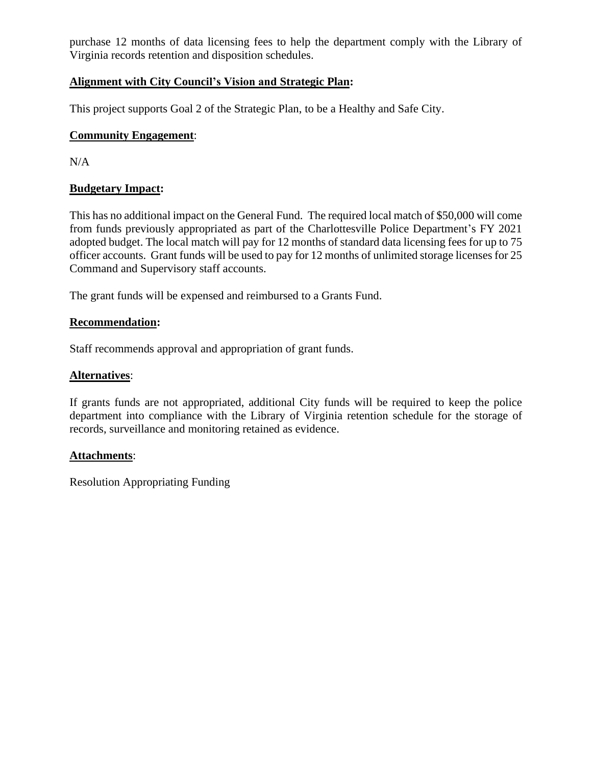purchase 12 months of data licensing fees to help the department comply with the Library of Virginia records retention and disposition schedules.

**Alignment with City Council's Vision and Strategic Plan:**

This project supports Goal 2 of the Strategic Plan, to be a Healthy and Safe City.

**Community Engagement**:

N/A

**Budgetary Impact:**

This has no additional impact on the General Fund. The required local match of $50,000 will come from funds previously appropriated as part of the Charlottesville Police Department's FY 2021 adopted budget. The local match will pay for 12 months of standard data licensing fees for up to 75 officer accounts. Grant funds will be used to pay for 12 months of unlimited storage licenses for 25 Command and Supervisory staff accounts.

The grant funds will be expensed and reimbursed to a Grants Fund.

**Recommendation:**

Staff recommends approval and appropriation of grant funds.

**Alternatives**:

If grants funds are not appropriated, additional City funds will be required to keep the police department into compliance with the Library of Virginia retention schedule for the storage of records, surveillance and monitoring retained as evidence.

**Attachments**:

Resolution Appropriating Funding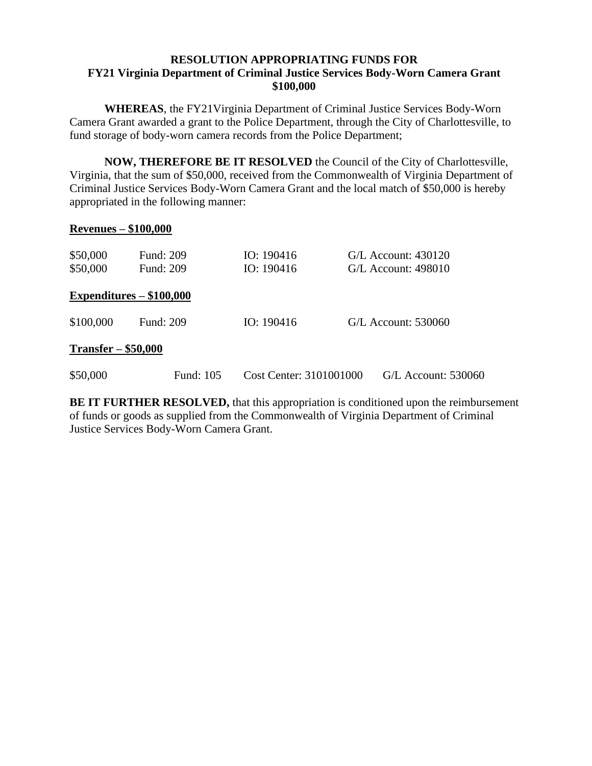**RESOLUTION APPROPRIATING FUNDS FOR**
**FY21 Virginia Department of Criminal Justice Services Body-Worn Camera Grant**
**$100,000**

**WHEREAS**, the FY21Virginia Department of Criminal Justice Services Body-Worn Camera Grant awarded a grant to the Police Department, through the City of Charlottesville, to fund storage of body-worn camera records from the Police Department;

**NOW, THEREFORE BE IT RESOLVED** the Council of the City of Charlottesville, Virginia, that the sum of $50,000, received from the Commonwealth of Virginia Department of Criminal Justice Services Body-Worn Camera Grant and the local match of $50,000 is hereby appropriated in the following manner:

**Revenues – $100,000**

| | | | |
|---|---|---|---|
| $50,000 | Fund: 209 | IO: 190416 | G/L Account: 430120 |
| $50,000 | Fund: 209 | IO: 190416 | G/L Account: 498010 |

**Expenditures – $100,000**

| | | | |
|---|---|---|---|
| $100,000 | Fund: 209 | IO: 190416 | G/L Account: 530060 |

**Transfer – $50,000**

| | | | |
|---|---|---|---|
| $50,000 | Fund: 105 | Cost Center: 3101001000 | G/L Account: 530060 |

**BE IT FURTHER RESOLVED,** that this appropriation is conditioned upon the reimbursement of funds or goods as supplied from the Commonwealth of Virginia Department of Criminal Justice Services Body-Worn Camera Grant.